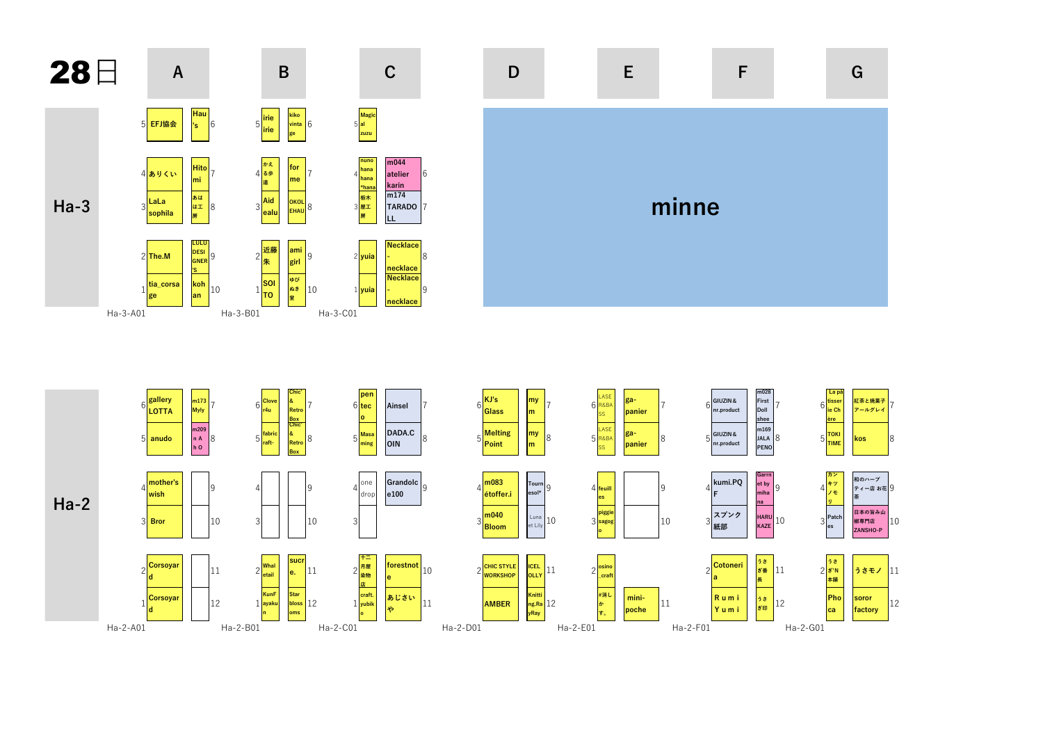# 28日

## Ha-3

| | A | B | C |
|---|---|---|---|
| 5 / 6 | EFJ協会 / Hau's | irie irie / kiko vintage | Magical zuzu / |
| 4 / 7 | ありくい / Hitomi | かえる歩道 / for me | nuno hana hana *hana / m044 atelier karin |
| 3 / 8 | LaLa sophila / あははエ房 | Aid ealu / OKOLEHAU | 栃木屋工房 / m174 TARADOLL |
| 2 / 9 | The.M / LULU DESIGNER'S | 近藤朱 / ami girl | yuia / Necklace - necklace |
| 1 / 10 | tia_corsage / kohan | SOITO / ゆびぬき堂 | yuia / Necklace - necklace |
| | Ha-3-A01 | Ha-3-B01 | Ha-3-C01 |

D–G: **minne**

## Ha-2

| | A | B | C | D | E | F | G |
|---|---|---|---|---|---|---|---|
| 6 / 7 | gallery LOTTA / m173 Myly | Clover4u / Chic' & Retro Box | pentecto / Ainsel | KJ's Glass / mym | LASER&BASS / ga-panier | GIUZIN&nr.product / m028 First Doll shee | La pâtisserie Ch ère / 紅茶と焼菓子 アールグレイ |
| 5 / 8 | anudo / m209 n A h O | fabric raft- / Chic' & Retro Box | Masaming / DADA.COIN | Melting Point / mym | LASER&BASS / ga-panier | GIUZIN&nr.product / m169 JALAPENO | TOKI TIME / kos |
| 4 / 9 | mother's wish / | / | one drop / Grandolce100 | m083 étoffer.i / Tournesol* | feuilles / | kumi.PQF / Garnet by mihana | カンキツノモリ / 和のハーブティー店 お花茶 |
| 3 / 10 | Bror / | / | / | m040 Bloom / Luna et Lily | piggiesagogo / | スプンク紙部 / HARUKAZE | Patches / 日本の旨み山椒専門店 ZANSHO-P |
| 2 / 11 | Corsoyard / | Whaletail / sucre. | 十二月屋染物店 / forestnote | CHIC STYLE WORKSHOP / ICELOLLY | osino_craft / | Cotonoria / うさぎ番長 | うさぎ'N本舗 / うさモノ |
| 1 / 12 | Corsoyard / | KunFayakun / Star blossoms | craft.yubiko / あじさいや | AMBER / Knitting.RayRay | #消しかす。 / mini-poche | Ｒｕｍｉ Ｙｕｍｉ / うさぎ印 | Phoca / soror factory |
| | Ha-2-A01 | Ha-2-B01 | Ha-2-C01 | Ha-2-D01 | Ha-2-E01 | Ha-2-F01 | Ha-2-G01 |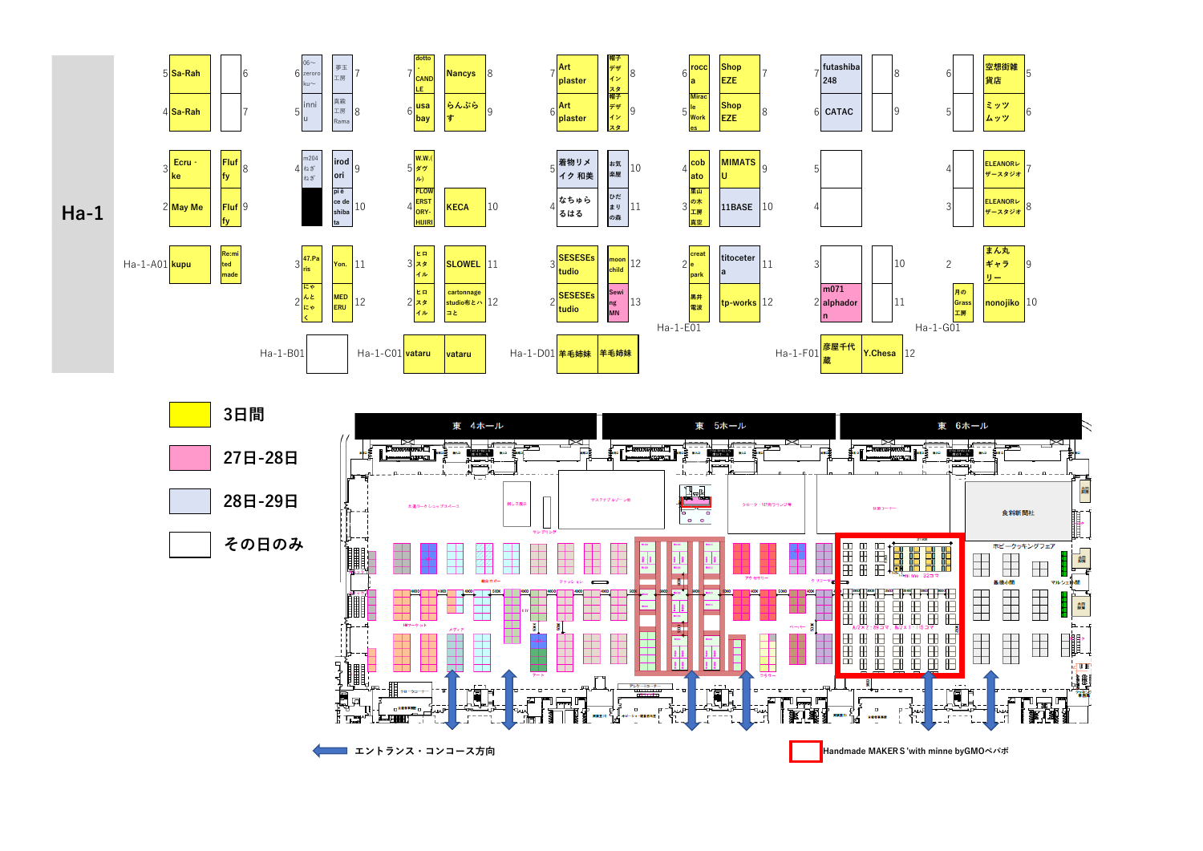# Ha-1

| 番号 | 出展者 | 出展者 | 番号 |
| --- | --- | --- | --- |
| 5 | Sa-Rah | | 6 |
| 4 | Sa-Rah | | 7 |
| 3 | Ecru・ke | Fluffy | 8 |
| 2 | May Me | Fluffy | 9 |
| Ha-1-A01 | kupu | Re:mited made | |

| 番号 | 出展者 | 出展者 | 番号 |
| --- | --- | --- | --- |
| 6 | 06〜zeroroku〜 | 夢玉工房 | 7 |
| 5 | innIu | 貫籠工房Rama | 8 |
| 4 | m204ねぎねぎ | irodori | 9 |
| | | pièce de shibata | 10 |
| 3 | 47.Paris | Yon. | 11 |
| 2 | にゃんとにゃく | MEDERU | 12 |
| Ha-1-B01 | | | |

| 番号 | 出展者 | 出展者 | 番号 |
| --- | --- | --- | --- |
| 7 | dotto・CANDLE | Nancys | 8 |
| 6 | usabay | らんぷらす | 9 |
| 5 | W.W.(ダヴル) | | |
| 4 | FLOWERSTORY-HIJIRI | KECA | 10 |
| 3 | ヒロスタイル | SLOWEL | 11 |
| 2 | ヒロスタイル | cartonnage studio布とハコ | 12 |
| Ha-1-C01 | vataru | vataru | |

| 番号 | 出展者 | 出展者 | 番号 |
| --- | --- | --- | --- |
| 7 | Art plaster | 帽子デザインスタ | 8 |
| 6 | Art plaster | 帽子デザインスタ | 9 |
| 5 | 着物リメイク 和美 | お気楽屋 | 10 |
| 4 | なちゅらるはる | ひだまりの森 | 11 |
| 3 | SESESEs tudio | moon child | 12 |
| 2 | SESESEs tudio | Sewing MN | 13 |
| Ha-1-D01 | 羊毛姉妹 | 羊毛姉妹 | |

| 番号 | 出展者 | 出展者 | 番号 |
| --- | --- | --- | --- |
| 6 | rocca | Shop EZE | 7 |
| 5 | Miracle Works | Shop EZE | 8 |
| 4 | cobato | MIMATSU | 9 |
| 3 | 里山の木工房 真空 | 11BASE | 10 |
| 2 | create park | titoceter a | 11 |
| Ha-1-E01 | 黒井電波 | tp-works | 12 |

| 番号 | 出展者 | 出展者 | 番号 |
| --- | --- | --- | --- |
| 7 | futashiba 248 | | 8 |
| 6 | CATAC | | 9 |
| 5 | | | |
| 4 | | | |
| 3 | | | 10 |
| 2 | m071 alphadorn | | 11 |
| Ha-1-F01 | 彦屋千代蔵 | Y.Chesa | 12 |

| 番号 | 出展者 | 出展者 | 番号 |
| --- | --- | --- | --- |
| 6 | | 空想街雑貨店 | 5 |
| 5 | | ミッツムッツ | 6 |
| 4 | | ELEANORレザースタジオ | 7 |
| 3 | | ELEANORレザースタジオ | 8 |
| 2 | | まん丸ギャラリー | 9 |
| Ha-1-G01 | 月のGrass工房 | nonojiko | 10 |

- 3日間
- 27日-28日
- 28日-29日
- その日のみ

東 4ホール　東 5ホール　東 6ホール

食料新聞社

ホビークッキングフェア

エントランス・コンコース方向

Handmade MAKER S 'with minne byGMOペパボ